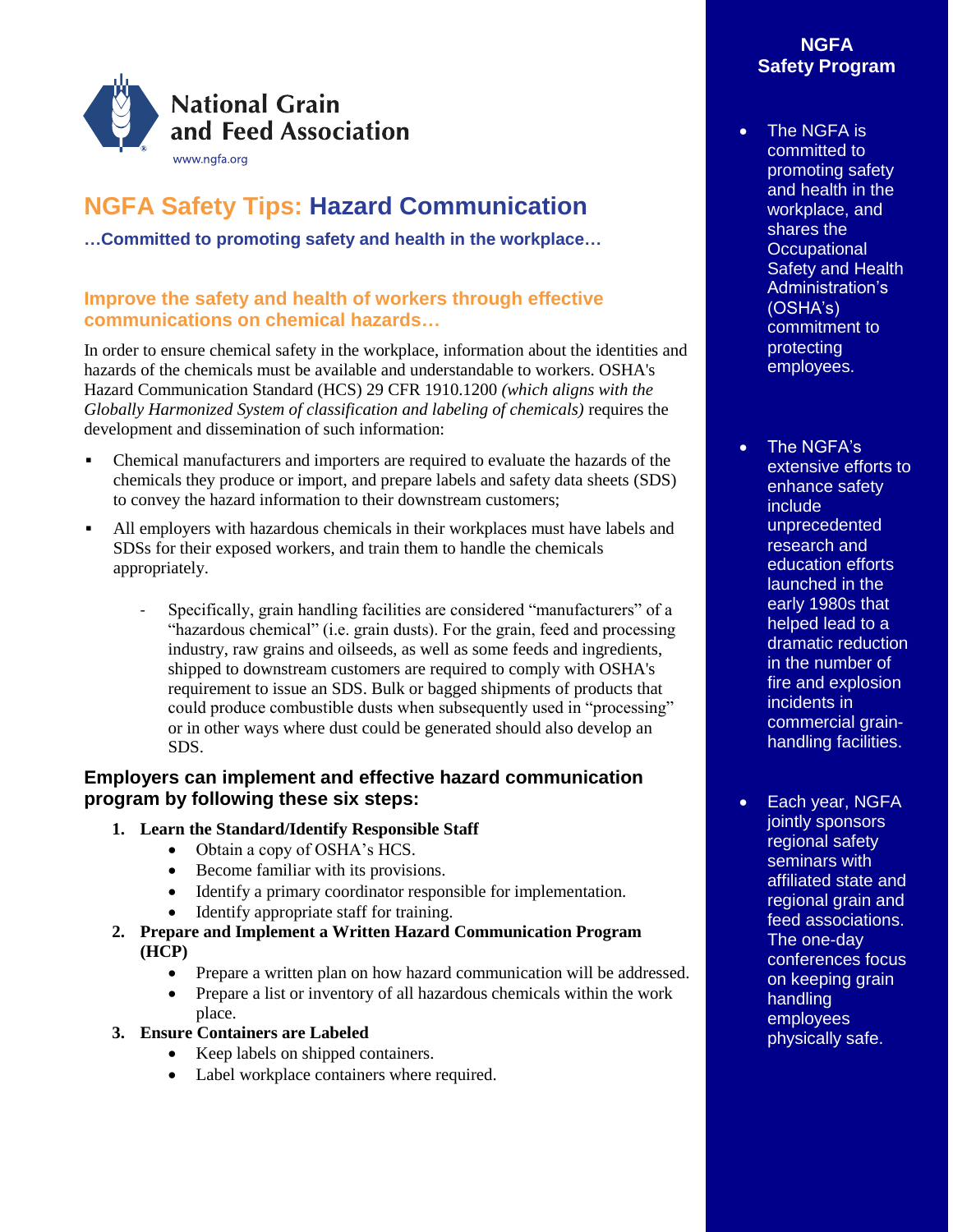National Grain and Feed Association

www.ngfa.org

# NGFA Safety Tips: Hazard Communication

**…Committed to promoting safety and health in the workplace…**

## Improve the safety and health of workers through effective communications on chemical hazards…

In order to ensure chemical safety in the workplace, information about the identities and hazards of the chemicals must be available and understandable to workers. OSHA's Hazard Communication Standard (HCS) 29 CFR 1910.1200 *(which aligns with the Globally Harmonized System of classification and labeling of chemicals)* requires the development and dissemination of such information:

- Chemical manufacturers and importers are required to evaluate the hazards of the chemicals they produce or import, and prepare labels and safety data sheets (SDS) to convey the hazard information to their downstream customers;
- All employers with hazardous chemicals in their workplaces must have labels and SDSs for their exposed workers, and train them to handle the chemicals appropriately.
  - Specifically, grain handling facilities are considered "manufacturers" of a "hazardous chemical" (i.e. grain dusts). For the grain, feed and processing industry, raw grains and oilseeds, as well as some feeds and ingredients, shipped to downstream customers are required to comply with OSHA's requirement to issue an SDS. Bulk or bagged shipments of products that could produce combustible dusts when subsequently used in "processing" or in other ways where dust could be generated should also develop an SDS.

### Employers can implement and effective hazard communication program by following these six steps:

1. **Learn the Standard/Identify Responsible Staff**
   - Obtain a copy of OSHA's HCS.
   - Become familiar with its provisions.
   - Identify a primary coordinator responsible for implementation.
   - Identify appropriate staff for training.
2. **Prepare and Implement a Written Hazard Communication Program (HCP)**
   - Prepare a written plan on how hazard communication will be addressed.
   - Prepare a list or inventory of all hazardous chemicals within the work place.
3. **Ensure Containers are Labeled**
   - Keep labels on shipped containers.
   - Label workplace containers where required.

## NGFA Safety Program

- The NGFA is committed to promoting safety and health in the workplace, and shares the Occupational Safety and Health Administration's (OSHA's) commitment to protecting employees.
- The NGFA's extensive efforts to enhance safety include unprecedented research and education efforts launched in the early 1980s that helped lead to a dramatic reduction in the number of fire and explosion incidents in commercial grain-handling facilities.
- Each year, NGFA jointly sponsors regional safety seminars with affiliated state and regional grain and feed associations. The one-day conferences focus on keeping grain handling employees physically safe.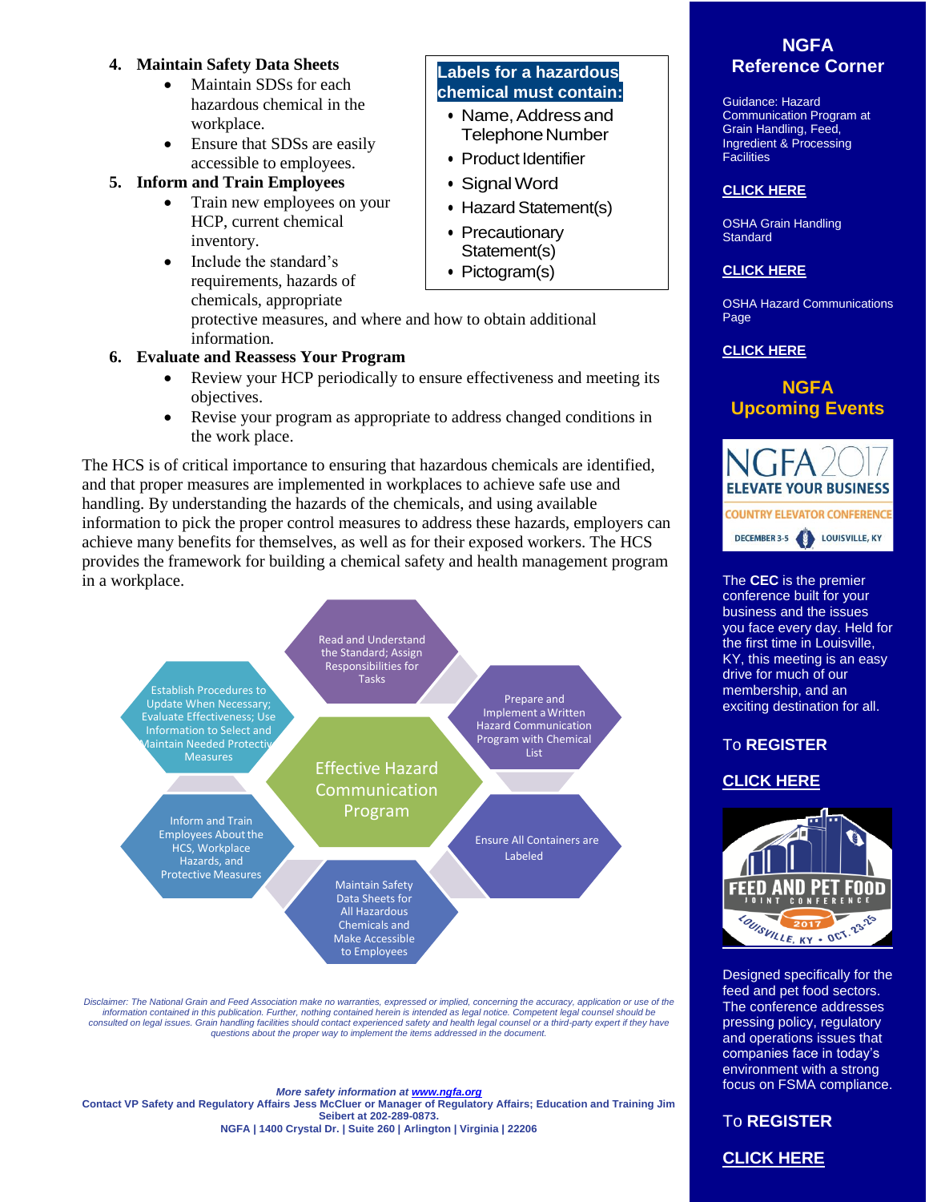4. **Maintain Safety Data Sheets**
   - Maintain SDSs for each hazardous chemical in the workplace.
   - Ensure that SDSs are easily accessible to employees.
5. **Inform and Train Employees**
   - Train new employees on your HCP, current chemical inventory.
   - Include the standard's requirements, hazards of chemicals, appropriate protective measures, and where and how to obtain additional information.
6. **Evaluate and Reassess Your Program**
   - Review your HCP periodically to ensure effectiveness and meeting its objectives.
   - Revise your program as appropriate to address changed conditions in the work place.

**Labels for a hazardous chemical must contain:**

- Name, Address and Telephone Number
- Product Identifier
- Signal Word
- Hazard Statement(s)
- Precautionary Statement(s)
- Pictogram(s)

The HCS is of critical importance to ensuring that hazardous chemicals are identified, and that proper measures are implemented in workplaces to achieve safe use and handling. By understanding the hazards of the chemicals, and using available information to pick the proper control measures to address these hazards, employers can achieve many benefits for themselves, as well as for their exposed workers. The HCS provides the framework for building a chemical safety and health management program in a workplace.

Effective Hazard Communication Program

Read and Understand the Standard; Assign Responsibilities for Tasks

Prepare and Implement a Written Hazard Communication Program with Chemical List

Ensure All Containers are Labeled

Maintain Safety Data Sheets for All Hazardous Chemicals and Make Accessible to Employees

Inform and Train Employees About the HCS, Workplace Hazards, and Protective Measures

Establish Procedures to Update When Necessary; Evaluate Effectiveness; Use Information to Select and Maintain Needed Protective Measures

*Disclaimer: The National Grain and Feed Association make no warranties, expressed or implied, concerning the accuracy, application or use of the information contained in this publication. Further, nothing contained herein is intended as legal notice. Competent legal counsel should be consulted on legal issues. Grain handling facilities should contact experienced safety and health legal counsel or a third-party expert if they have questions about the proper way to implement the items addressed in the document.*

***More safety information at [www.ngfa.org](www.ngfa.org)***

**Contact VP Safety and Regulatory Affairs Jess McCluer or Manager of Regulatory Affairs; Education and Training Jim Seibert at 202-289-0873.**

**NGFA | 1400 Crystal Dr. | Suite 260 | Arlington | Virginia | 22206**

## NGFA Reference Corner

Guidance: Hazard Communication Program at Grain Handling, Feed, Ingredient & Processing Facilities

**CLICK HERE**

OSHA Grain Handling Standard

**CLICK HERE**

OSHA Hazard Communications Page

**CLICK HERE**

## NGFA Upcoming Events

NGFA 2017 ELEVATE YOUR BUSINESS COUNTRY ELEVATOR CONFERENCE DECEMBER 3-5 LOUISVILLE, KY

The **CEC** is the premier conference built for your business and the issues you face every day. Held for the first time in Louisville, KY, this meeting is an easy drive for much of our membership, and an exciting destination for all.

To **REGISTER**

**CLICK HERE**

FEED AND PET FOOD JOINT CONFERENCE 2017 LOUISVILLE, KY • OCT. 23-25

Designed specifically for the feed and pet food sectors. The conference addresses pressing policy, regulatory and operations issues that companies face in today's environment with a strong focus on FSMA compliance.

To **REGISTER**

**CLICK HERE**